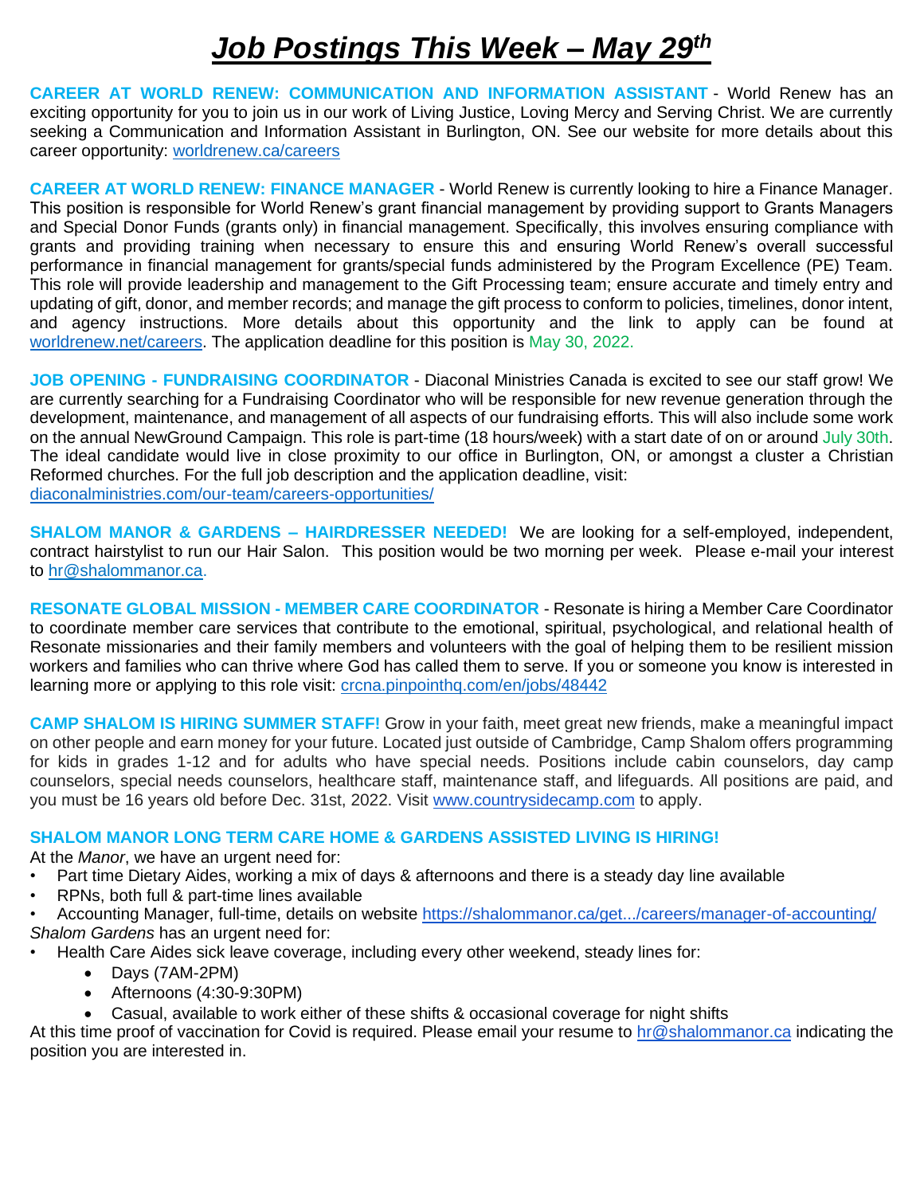# ***Job Postings This Week – May 29th***

**CAREER AT WORLD RENEW: COMMUNICATION AND INFORMATION ASSISTANT** - World Renew has an exciting opportunity for you to join us in our work of Living Justice, Loving Mercy and Serving Christ. We are currently seeking a Communication and Information Assistant in Burlington, ON. See our website for more details about this career opportunity: worldrenew.ca/careers

**CAREER AT WORLD RENEW: FINANCE MANAGER** - World Renew is currently looking to hire a Finance Manager. This position is responsible for World Renew's grant financial management by providing support to Grants Managers and Special Donor Funds (grants only) in financial management. Specifically, this involves ensuring compliance with grants and providing training when necessary to ensure this and ensuring World Renew's overall successful performance in financial management for grants/special funds administered by the Program Excellence (PE) Team. This role will provide leadership and management to the Gift Processing team; ensure accurate and timely entry and updating of gift, donor, and member records; and manage the gift process to conform to policies, timelines, donor intent, and agency instructions. More details about this opportunity and the link to apply can be found at worldrenew.net/careers. The application deadline for this position is May 30, 2022.

**JOB OPENING - FUNDRAISING COORDINATOR** - Diaconal Ministries Canada is excited to see our staff grow! We are currently searching for a Fundraising Coordinator who will be responsible for new revenue generation through the development, maintenance, and management of all aspects of our fundraising efforts. This will also include some work on the annual NewGround Campaign. This role is part-time (18 hours/week) with a start date of on or around July 30th. The ideal candidate would live in close proximity to our office in Burlington, ON, or amongst a cluster a Christian Reformed churches. For the full job description and the application deadline, visit: diaconalministries.com/our-team/careers-opportunities/

**SHALOM MANOR & GARDENS – HAIRDRESSER NEEDED!** We are looking for a self-employed, independent, contract hairstylist to run our Hair Salon. This position would be two morning per week. Please e-mail your interest to hr@shalommanor.ca.

**RESONATE GLOBAL MISSION - MEMBER CARE COORDINATOR** - Resonate is hiring a Member Care Coordinator to coordinate member care services that contribute to the emotional, spiritual, psychological, and relational health of Resonate missionaries and their family members and volunteers with the goal of helping them to be resilient mission workers and families who can thrive where God has called them to serve. If you or someone you know is interested in learning more or applying to this role visit: crcna.pinpointhq.com/en/jobs/48442

**CAMP SHALOM IS HIRING SUMMER STAFF!** Grow in your faith, meet great new friends, make a meaningful impact on other people and earn money for your future. Located just outside of Cambridge, Camp Shalom offers programming for kids in grades 1-12 and for adults who have special needs. Positions include cabin counselors, day camp counselors, special needs counselors, healthcare staff, maintenance staff, and lifeguards. All positions are paid, and you must be 16 years old before Dec. 31st, 2022. Visit www.countrysidecamp.com to apply.

**SHALOM MANOR LONG TERM CARE HOME & GARDENS ASSISTED LIVING IS HIRING!**

At the *Manor*, we have an urgent need for:

- Part time Dietary Aides, working a mix of days & afternoons and there is a steady day line available
- RPNs, both full & part-time lines available
- Accounting Manager, full-time, details on website https://shalommanor.ca/get.../careers/manager-of-accounting/

*Shalom Gardens* has an urgent need for:

- Health Care Aides sick leave coverage, including every other weekend, steady lines for:
  - Days (7AM-2PM)
  - Afternoons (4:30-9:30PM)
  - Casual, available to work either of these shifts & occasional coverage for night shifts

At this time proof of vaccination for Covid is required. Please email your resume to hr@shalommanor.ca indicating the position you are interested in.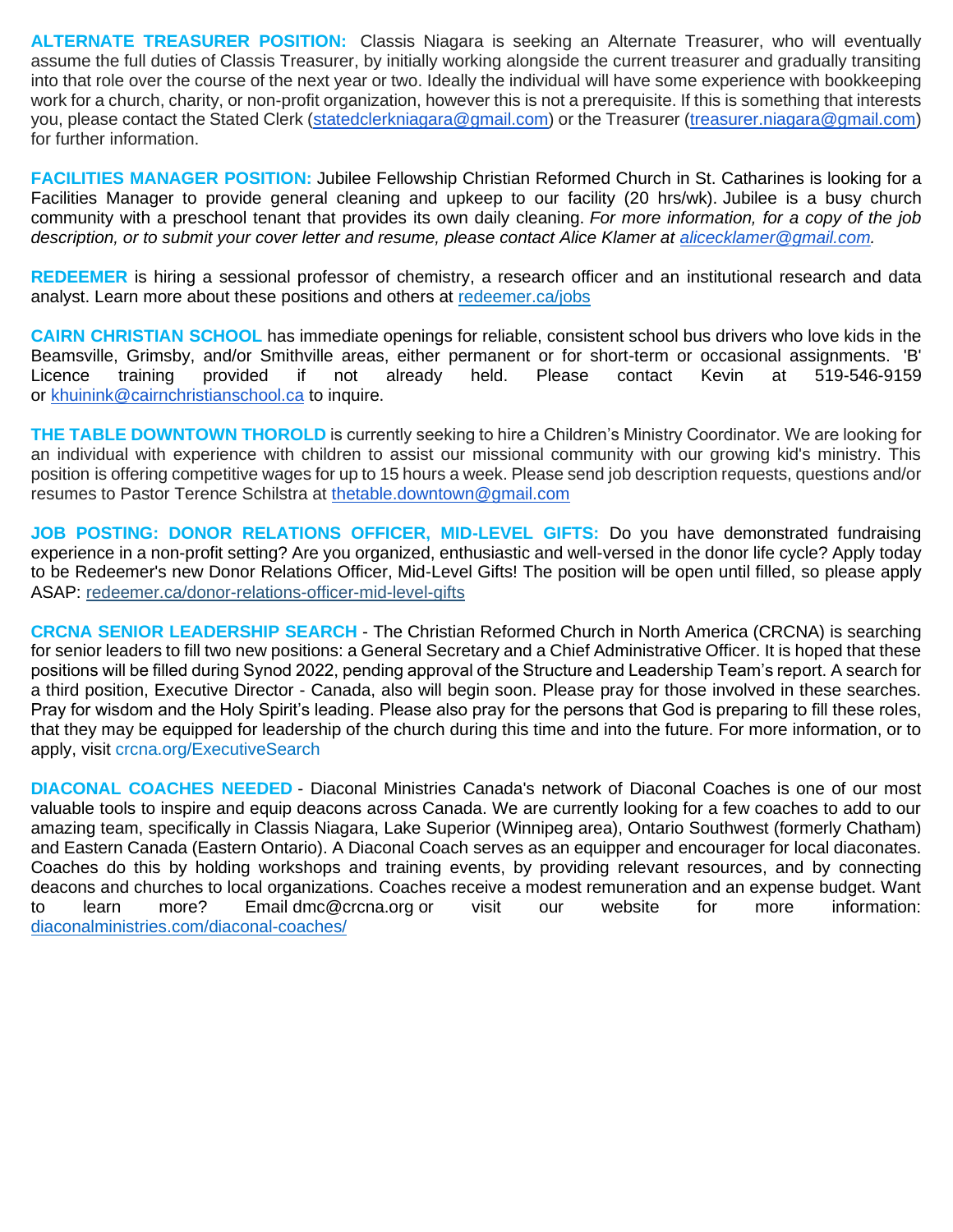**ALTERNATE TREASURER POSITION:** Classis Niagara is seeking an Alternate Treasurer, who will eventually assume the full duties of Classis Treasurer, by initially working alongside the current treasurer and gradually transiting into that role over the course of the next year or two. Ideally the individual will have some experience with bookkeeping work for a church, charity, or non-profit organization, however this is not a prerequisite. If this is something that interests you, please contact the Stated Clerk (statedclerkniagara@gmail.com) or the Treasurer (treasurer.niagara@gmail.com) for further information.

**FACILITIES MANAGER POSITION:** Jubilee Fellowship Christian Reformed Church in St. Catharines is looking for a Facilities Manager to provide general cleaning and upkeep to our facility (20 hrs/wk). Jubilee is a busy church community with a preschool tenant that provides its own daily cleaning. *For more information, for a copy of the job description, or to submit your cover letter and resume, please contact Alice Klamer at alicecklamer@gmail.com.*

**REDEEMER** is hiring a sessional professor of chemistry, a research officer and an institutional research and data analyst. Learn more about these positions and others at redeemer.ca/jobs

**CAIRN CHRISTIAN SCHOOL** has immediate openings for reliable, consistent school bus drivers who love kids in the Beamsville, Grimsby, and/or Smithville areas, either permanent or for short-term or occasional assignments. 'B' Licence training provided if not already held. Please contact Kevin at 519-546-9159 or khuinink@cairnchristianschool.ca to inquire.

**THE TABLE DOWNTOWN THOROLD** is currently seeking to hire a Children's Ministry Coordinator. We are looking for an individual with experience with children to assist our missional community with our growing kid's ministry. This position is offering competitive wages for up to 15 hours a week. Please send job description requests, questions and/or resumes to Pastor Terence Schilstra at thetable.downtown@gmail.com

**JOB POSTING: DONOR RELATIONS OFFICER, MID-LEVEL GIFTS:** Do you have demonstrated fundraising experience in a non-profit setting? Are you organized, enthusiastic and well-versed in the donor life cycle? Apply today to be Redeemer's new Donor Relations Officer, Mid-Level Gifts! The position will be open until filled, so please apply ASAP: redeemer.ca/donor-relations-officer-mid-level-gifts

**CRCNA SENIOR LEADERSHIP SEARCH** - The Christian Reformed Church in North America (CRCNA) is searching for senior leaders to fill two new positions: a General Secretary and a Chief Administrative Officer. It is hoped that these positions will be filled during Synod 2022, pending approval of the Structure and Leadership Team's report. A search for a third position, Executive Director - Canada, also will begin soon. Please pray for those involved in these searches. Pray for wisdom and the Holy Spirit's leading. Please also pray for the persons that God is preparing to fill these roles, that they may be equipped for leadership of the church during this time and into the future. For more information, or to apply, visit crcna.org/ExecutiveSearch

**DIACONAL COACHES NEEDED** - Diaconal Ministries Canada's network of Diaconal Coaches is one of our most valuable tools to inspire and equip deacons across Canada. We are currently looking for a few coaches to add to our amazing team, specifically in Classis Niagara, Lake Superior (Winnipeg area), Ontario Southwest (formerly Chatham) and Eastern Canada (Eastern Ontario). A Diaconal Coach serves as an equipper and encourager for local diaconates. Coaches do this by holding workshops and training events, by providing relevant resources, and by connecting deacons and churches to local organizations. Coaches receive a modest remuneration and an expense budget. Want to learn more? Email dmc@crcna.org or visit our website for more information: diaconalministries.com/diaconal-coaches/